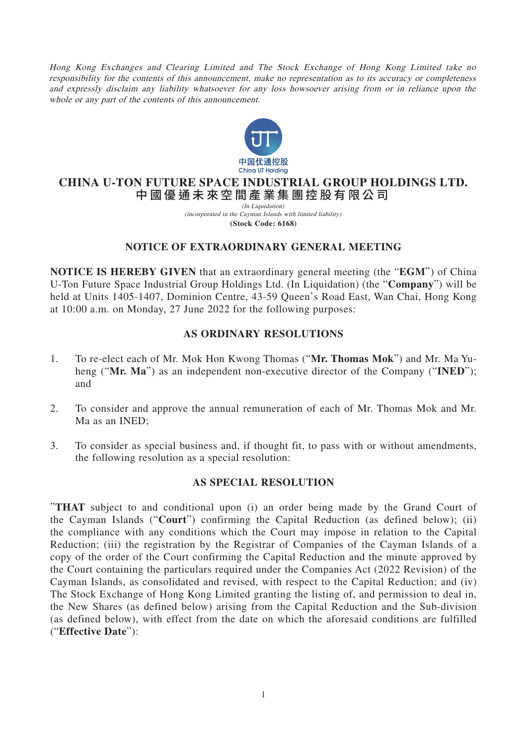*Hong Kong Exchanges and Clearing Limited and The Stock Exchange of Hong Kong Limited take no responsibility for the contents of this announcement, make no representation as to its accuracy or completeness and expressly disclaim any liability whatsoever for any loss howsoever arising from or in reliance upon the whole or any part of the contents of this announcement.*

中国优通控股
China UT Holding

# CHINA U-TON FUTURE SPACE INDUSTRIAL GROUP HOLDINGS LTD.
# 中國優通未來空間產業集團控股有限公司

*(In Liquidation)*
*(incorporated in the Cayman Islands with limited liability)*
**(Stock Code: 6168)**

## NOTICE OF EXTRAORDINARY GENERAL MEETING

**NOTICE IS HEREBY GIVEN** that an extraordinary general meeting (the "**EGM**") of China U-Ton Future Space Industrial Group Holdings Ltd. (In Liquidation) (the "**Company**") will be held at Units 1405-1407, Dominion Centre, 43-59 Queen's Road East, Wan Chai, Hong Kong at 10:00 a.m. on Monday, 27 June 2022 for the following purposes:

## AS ORDINARY RESOLUTIONS

1. To re-elect each of Mr. Mok Hon Kwong Thomas ("**Mr. Thomas Mok**") and Mr. Ma Yu-heng ("**Mr. Ma**") as an independent non-executive director of the Company ("**INED**"); and

2. To consider and approve the annual remuneration of each of Mr. Thomas Mok and Mr. Ma as an INED;

3. To consider as special business and, if thought fit, to pass with or without amendments, the following resolution as a special resolution:

## AS SPECIAL RESOLUTION

"**THAT** subject to and conditional upon (i) an order being made by the Grand Court of the Cayman Islands ("**Court**") confirming the Capital Reduction (as defined below); (ii) the compliance with any conditions which the Court may impose in relation to the Capital Reduction; (iii) the registration by the Registrar of Companies of the Cayman Islands of a copy of the order of the Court confirming the Capital Reduction and the minute approved by the Court containing the particulars required under the Companies Act (2022 Revision) of the Cayman Islands, as consolidated and revised, with respect to the Capital Reduction; and (iv) The Stock Exchange of Hong Kong Limited granting the listing of, and permission to deal in, the New Shares (as defined below) arising from the Capital Reduction and the Sub-division (as defined below), with effect from the date on which the aforesaid conditions are fulfilled ("**Effective Date**"):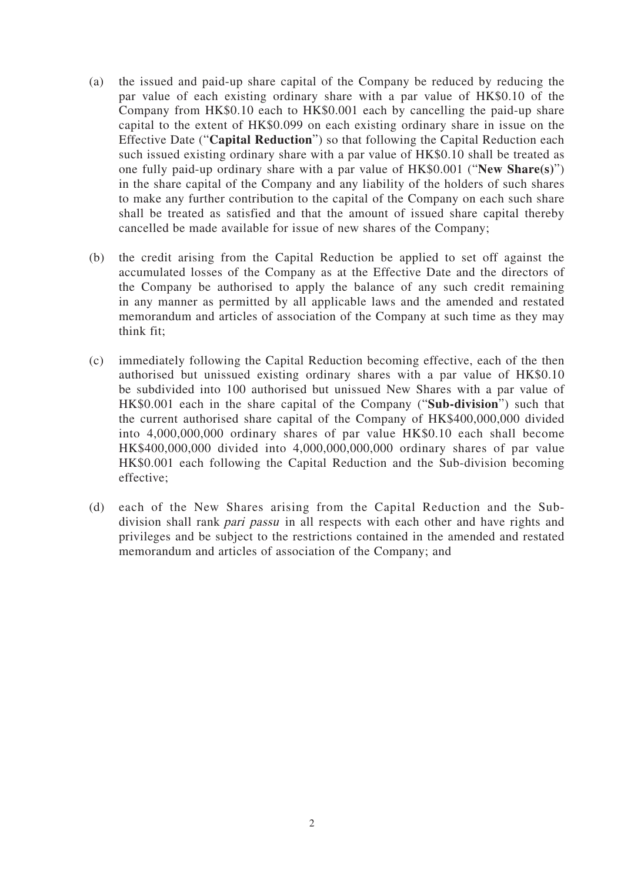(a) the issued and paid-up share capital of the Company be reduced by reducing the par value of each existing ordinary share with a par value of HK$0.10 of the Company from HK$0.10 each to HK$0.001 each by cancelling the paid-up share capital to the extent of HK$0.099 on each existing ordinary share in issue on the Effective Date ("**Capital Reduction**") so that following the Capital Reduction each such issued existing ordinary share with a par value of HK$0.10 shall be treated as one fully paid-up ordinary share with a par value of HK$0.001 ("**New Share(s)**") in the share capital of the Company and any liability of the holders of such shares to make any further contribution to the capital of the Company on each such share shall be treated as satisfied and that the amount of issued share capital thereby cancelled be made available for issue of new shares of the Company;

(b) the credit arising from the Capital Reduction be applied to set off against the accumulated losses of the Company as at the Effective Date and the directors of the Company be authorised to apply the balance of any such credit remaining in any manner as permitted by all applicable laws and the amended and restated memorandum and articles of association of the Company at such time as they may think fit;

(c) immediately following the Capital Reduction becoming effective, each of the then authorised but unissued existing ordinary shares with a par value of HK$0.10 be subdivided into 100 authorised but unissued New Shares with a par value of HK$0.001 each in the share capital of the Company ("**Sub-division**") such that the current authorised share capital of the Company of HK$400,000,000 divided into 4,000,000,000 ordinary shares of par value HK$0.10 each shall become HK$400,000,000 divided into 4,000,000,000,000 ordinary shares of par value HK$0.001 each following the Capital Reduction and the Sub-division becoming effective;

(d) each of the New Shares arising from the Capital Reduction and the Sub-division shall rank *pari passu* in all respects with each other and have rights and privileges and be subject to the restrictions contained in the amended and restated memorandum and articles of association of the Company; and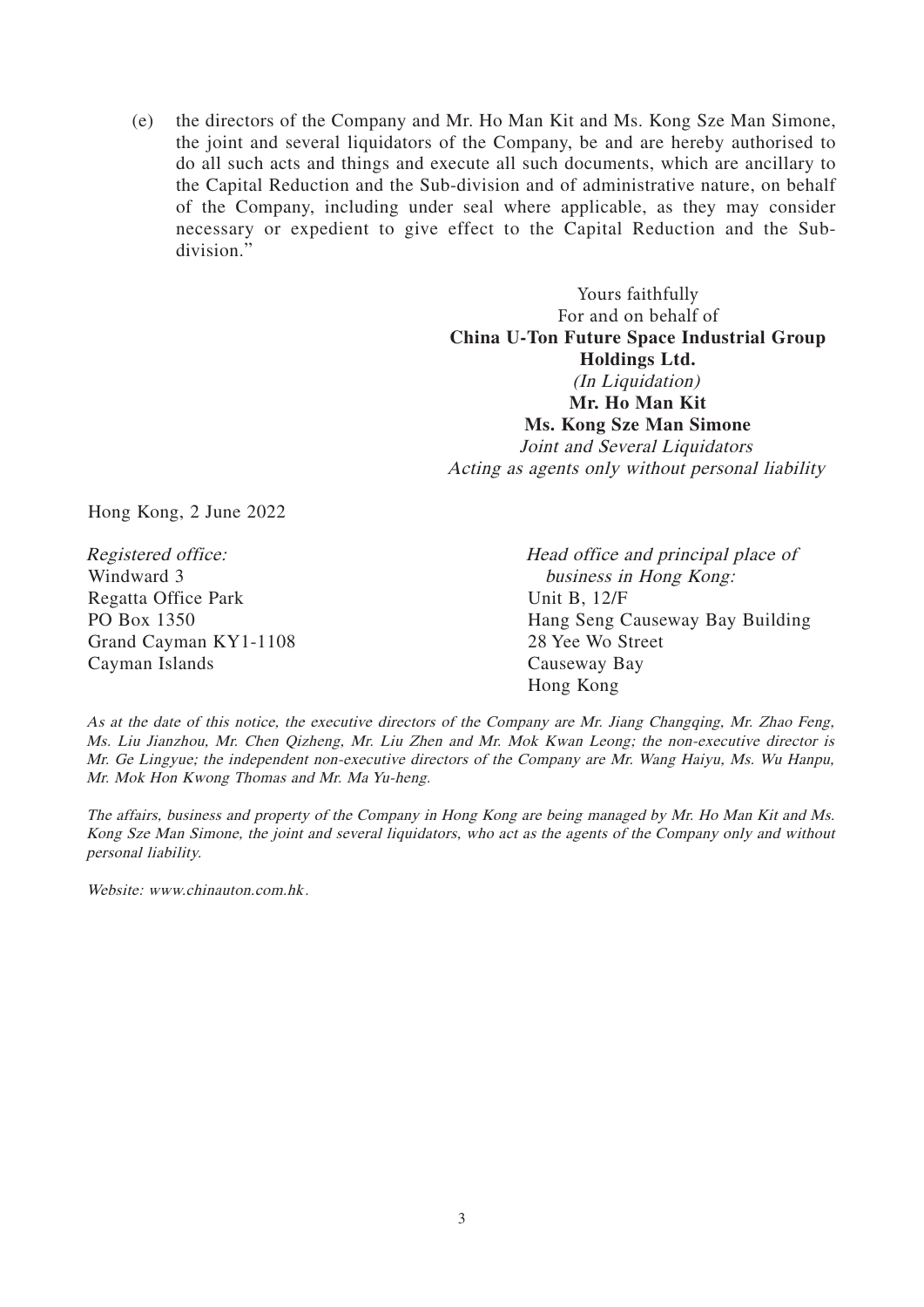(e) the directors of the Company and Mr. Ho Man Kit and Ms. Kong Sze Man Simone, the joint and several liquidators of the Company, be and are hereby authorised to do all such acts and things and execute all such documents, which are ancillary to the Capital Reduction and the Sub-division and of administrative nature, on behalf of the Company, including under seal where applicable, as they may consider necessary or expedient to give effect to the Capital Reduction and the Sub-division."

Yours faithfully
For and on behalf of
**China U-Ton Future Space Industrial Group Holdings Ltd.**
*(In Liquidation)*
**Mr. Ho Man Kit**
**Ms. Kong Sze Man Simone**
*Joint and Several Liquidators*
*Acting as agents only without personal liability*

Hong Kong, 2 June 2022

*Registered office:*
Windward 3
Regatta Office Park
PO Box 1350
Grand Cayman KY1-1108
Cayman Islands

*Head office and principal place of business in Hong Kong:*
Unit B, 12/F
Hang Seng Causeway Bay Building
28 Yee Wo Street
Causeway Bay
Hong Kong

*As at the date of this notice, the executive directors of the Company are Mr. Jiang Changqing, Mr. Zhao Feng, Ms. Liu Jianzhou, Mr. Chen Qizheng, Mr. Liu Zhen and Mr. Mok Kwan Leong; the non-executive director is Mr. Ge Lingyue; the independent non-executive directors of the Company are Mr. Wang Haiyu, Ms. Wu Hanpu, Mr. Mok Hon Kwong Thomas and Mr. Ma Yu-heng.*

*The affairs, business and property of the Company in Hong Kong are being managed by Mr. Ho Man Kit and Ms. Kong Sze Man Simone, the joint and several liquidators, who act as the agents of the Company only and without personal liability.*

*Website: www.chinauton.com.hk.*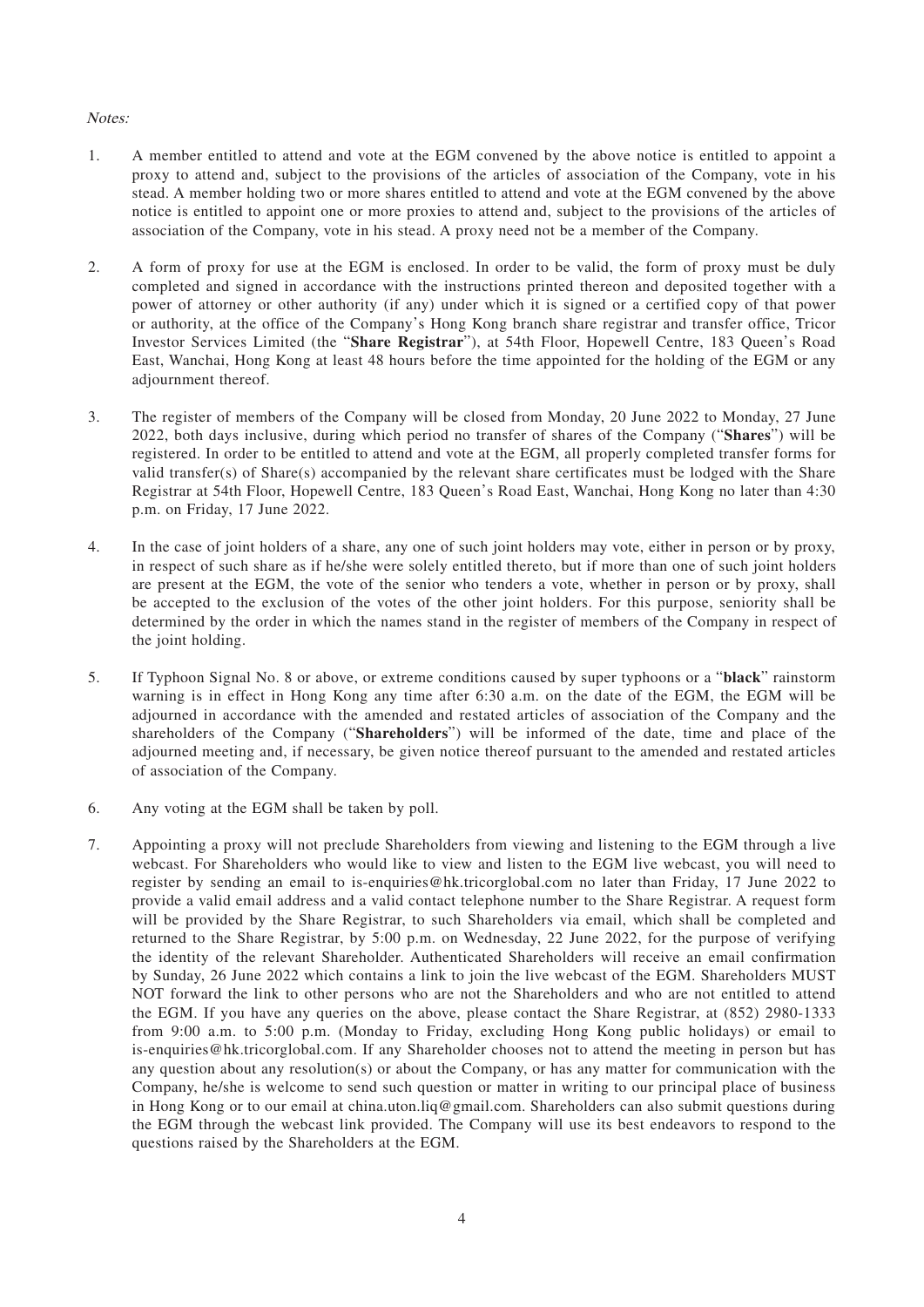*Notes:*

1. A member entitled to attend and vote at the EGM convened by the above notice is entitled to appoint a proxy to attend and, subject to the provisions of the articles of association of the Company, vote in his stead. A member holding two or more shares entitled to attend and vote at the EGM convened by the above notice is entitled to appoint one or more proxies to attend and, subject to the provisions of the articles of association of the Company, vote in his stead. A proxy need not be a member of the Company.

2. A form of proxy for use at the EGM is enclosed. In order to be valid, the form of proxy must be duly completed and signed in accordance with the instructions printed thereon and deposited together with a power of attorney or other authority (if any) under which it is signed or a certified copy of that power or authority, at the office of the Company's Hong Kong branch share registrar and transfer office, Tricor Investor Services Limited (the "**Share Registrar**"), at 54th Floor, Hopewell Centre, 183 Queen's Road East, Wanchai, Hong Kong at least 48 hours before the time appointed for the holding of the EGM or any adjournment thereof.

3. The register of members of the Company will be closed from Monday, 20 June 2022 to Monday, 27 June 2022, both days inclusive, during which period no transfer of shares of the Company ("**Shares**") will be registered. In order to be entitled to attend and vote at the EGM, all properly completed transfer forms for valid transfer(s) of Share(s) accompanied by the relevant share certificates must be lodged with the Share Registrar at 54th Floor, Hopewell Centre, 183 Queen's Road East, Wanchai, Hong Kong no later than 4:30 p.m. on Friday, 17 June 2022.

4. In the case of joint holders of a share, any one of such joint holders may vote, either in person or by proxy, in respect of such share as if he/she were solely entitled thereto, but if more than one of such joint holders are present at the EGM, the vote of the senior who tenders a vote, whether in person or by proxy, shall be accepted to the exclusion of the votes of the other joint holders. For this purpose, seniority shall be determined by the order in which the names stand in the register of members of the Company in respect of the joint holding.

5. If Typhoon Signal No. 8 or above, or extreme conditions caused by super typhoons or a "**black**" rainstorm warning is in effect in Hong Kong any time after 6:30 a.m. on the date of the EGM, the EGM will be adjourned in accordance with the amended and restated articles of association of the Company and the shareholders of the Company ("**Shareholders**") will be informed of the date, time and place of the adjourned meeting and, if necessary, be given notice thereof pursuant to the amended and restated articles of association of the Company.

6. Any voting at the EGM shall be taken by poll.

7. Appointing a proxy will not preclude Shareholders from viewing and listening to the EGM through a live webcast. For Shareholders who would like to view and listen to the EGM live webcast, you will need to register by sending an email to is-enquiries@hk.tricorglobal.com no later than Friday, 17 June 2022 to provide a valid email address and a valid contact telephone number to the Share Registrar. A request form will be provided by the Share Registrar, to such Shareholders via email, which shall be completed and returned to the Share Registrar, by 5:00 p.m. on Wednesday, 22 June 2022, for the purpose of verifying the identity of the relevant Shareholder. Authenticated Shareholders will receive an email confirmation by Sunday, 26 June 2022 which contains a link to join the live webcast of the EGM. Shareholders MUST NOT forward the link to other persons who are not the Shareholders and who are not entitled to attend the EGM. If you have any queries on the above, please contact the Share Registrar, at (852) 2980-1333 from 9:00 a.m. to 5:00 p.m. (Monday to Friday, excluding Hong Kong public holidays) or email to is-enquiries@hk.tricorglobal.com. If any Shareholder chooses not to attend the meeting in person but has any question about any resolution(s) or about the Company, or has any matter for communication with the Company, he/she is welcome to send such question or matter in writing to our principal place of business in Hong Kong or to our email at china.uton.liq@gmail.com. Shareholders can also submit questions during the EGM through the webcast link provided. The Company will use its best endeavors to respond to the questions raised by the Shareholders at the EGM.